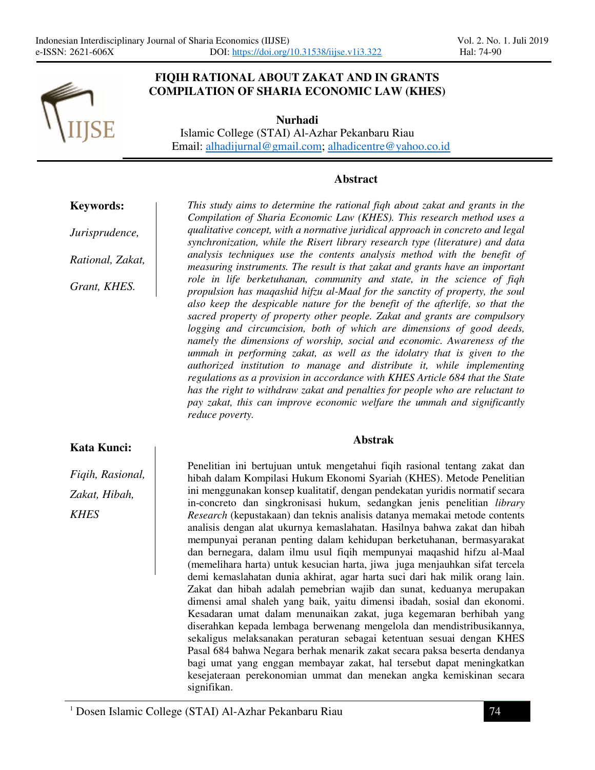# FIQIH RATIONAL ABOUT ZAKAT AND IN GRANTS COMPILATION OF SHARIA ECONOMIC LAW (KHES)

**Nurhadi**
Islamic College (STAI) Al-Azhar Pekanbaru Riau
Email: alhadijurnal@gmail.com; alhadicentre@yahoo.co.id

## Abstract

**Keywords:**

*Jurisprudence, Rational, Zakat, Grant, KHES.*

*This study aims to determine the rational fiqh about zakat and grants in the Compilation of Sharia Economic Law (KHES). This research method uses a qualitative concept, with a normative juridical approach in concreto and legal synchronization, while the Risert library research type (literature) and data analysis techniques use the contents analysis method with the benefit of measuring instruments. The result is that zakat and grants have an important role in life berketuhanan, community and state, in the science of fiqh propulsion has maqashid hifzu al-Maal for the sanctity of property, the soul also keep the despicable nature for the benefit of the afterlife, so that the sacred property of property other people. Zakat and grants are compulsory logging and circumcision, both of which are dimensions of good deeds, namely the dimensions of worship, social and economic. Awareness of the ummah in performing zakat, as well as the idolatry that is given to the authorized institution to manage and distribute it, while implementing regulations as a provision in accordance with KHES Article 684 that the State has the right to withdraw zakat and penalties for people who are reluctant to pay zakat, this can improve economic welfare the ummah and significantly reduce poverty.*

## Abstrak

**Kata Kunci:**

*Fiqih, Rasional, Zakat, Hibah, KHES*

Penelitian ini bertujuan untuk mengetahui fiqih rasional tentang zakat dan hibah dalam Kompilasi Hukum Ekonomi Syariah (KHES). Metode Penelitian ini menggunakan konsep kualitatif, dengan pendekatan yuridis normatif secara in-concreto dan singkronisasi hukum, sedangkan jenis penelitian *library Research* (kepustakaan) dan teknis analisis datanya memakai metode contents analisis dengan alat ukurnya kemaslahatan. Hasilnya bahwa zakat dan hibah mempunyai peranan penting dalam kehidupan berketuhanan, bermasyarakat dan bernegara, dalam ilmu usul fiqih mempunyai maqashid hifzu al-Maal (memelihara harta) untuk kesucian harta, jiwa juga menjauhkan sifat tercela demi kemaslahatan dunia akhirat, agar harta suci dari hak milik orang lain. Zakat dan hibah adalah pemebrian wajib dan sunat, keduanya merupakan dimensi amal shaleh yang baik, yaitu dimensi ibadah, sosial dan ekonomi. Kesadaran umat dalam menunaikan zakat, juga kegemaran berhibah yang diserahkan kepada lembaga berwenang mengelola dan mendistribusikannya, sekaligus melaksanakan peraturan sebagai ketentuan sesuai dengan KHES Pasal 684 bahwa Negara berhak menarik zakat secara paksa beserta dendanya bagi umat yang enggan membayar zakat, hal tersebut dapat meningkatkan kesejateraan perekonomian ummat dan menekan angka kemiskinan secara signifikan.

[1] Dosen Islamic College (STAI) Al-Azhar Pekanbaru Riau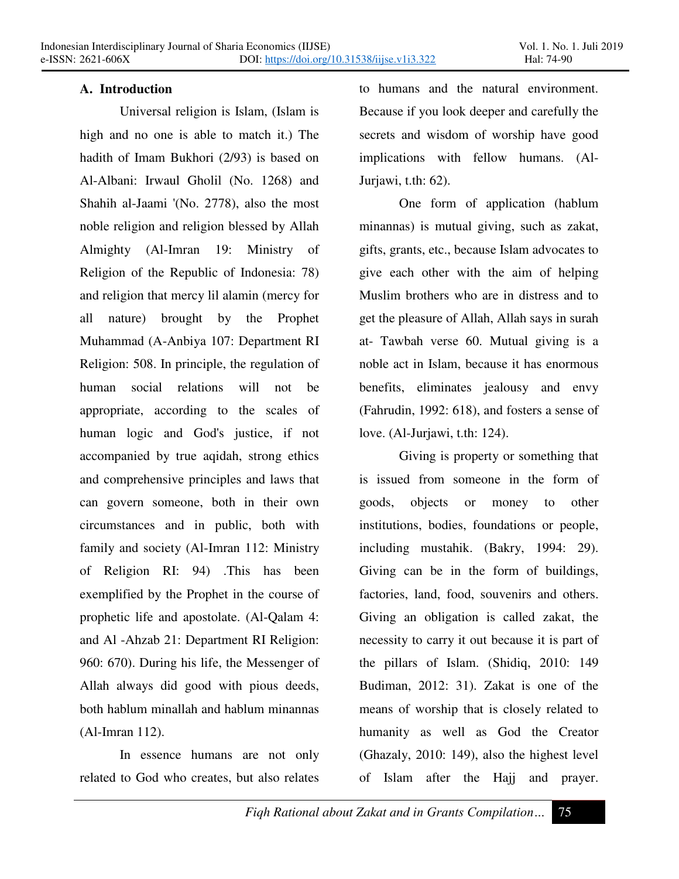## A. Introduction

Universal religion is Islam, (Islam is high and no one is able to match it.) The hadith of Imam Bukhori (2/93) is based on Al-Albani: Irwaul Gholil (No. 1268) and Shahih al-Jaami '(No. 2778), also the most noble religion and religion blessed by Allah Almighty (Al-Imran 19: Ministry of Religion of the Republic of Indonesia: 78) and religion that mercy lil alamin (mercy for all nature) brought by the Prophet Muhammad (A-Anbiya 107: Department RI Religion: 508. In principle, the regulation of human social relations will not be appropriate, according to the scales of human logic and God's justice, if not accompanied by true aqidah, strong ethics and comprehensive principles and laws that can govern someone, both in their own circumstances and in public, both with family and society (Al-Imran 112: Ministry of Religion RI: 94) .This has been exemplified by the Prophet in the course of prophetic life and apostolate. (Al-Qalam 4: and Al -Ahzab 21: Department RI Religion: 960: 670). During his life, the Messenger of Allah always did good with pious deeds, both hablum minallah and hablum minannas (Al-Imran 112).

In essence humans are not only related to God who creates, but also relates to humans and the natural environment. Because if you look deeper and carefully the secrets and wisdom of worship have good implications with fellow humans. (Al-Jurjawi, t.th: 62).

One form of application (hablum minannas) is mutual giving, such as zakat, gifts, grants, etc., because Islam advocates to give each other with the aim of helping Muslim brothers who are in distress and to get the pleasure of Allah, Allah says in surah at- Tawbah verse 60. Mutual giving is a noble act in Islam, because it has enormous benefits, eliminates jealousy and envy (Fahrudin, 1992: 618), and fosters a sense of love. (Al-Jurjawi, t.th: 124).

Giving is property or something that is issued from someone in the form of goods, objects or money to other institutions, bodies, foundations or people, including mustahik. (Bakry, 1994: 29). Giving can be in the form of buildings, factories, land, food, souvenirs and others. Giving an obligation is called zakat, the necessity to carry it out because it is part of the pillars of Islam. (Shidiq, 2010: 149 Budiman, 2012: 31). Zakat is one of the means of worship that is closely related to humanity as well as God the Creator (Ghazaly, 2010: 149), also the highest level of Islam after the Hajj and prayer.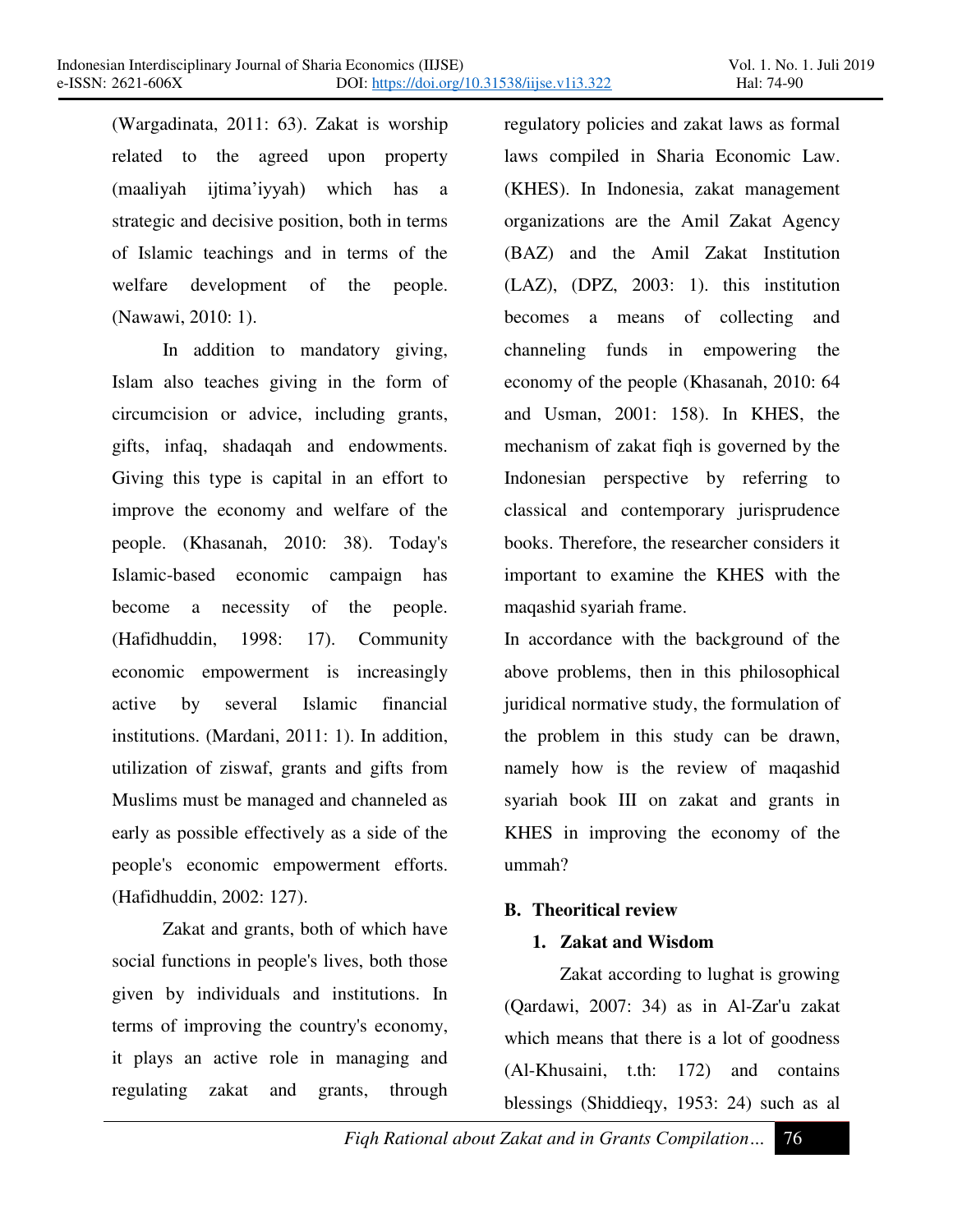(Wargadinata, 2011: 63). Zakat is worship related to the agreed upon property (maaliyah ijtima'iyyah) which has a strategic and decisive position, both in terms of Islamic teachings and in terms of the welfare development of the people. (Nawawi, 2010: 1).

In addition to mandatory giving, Islam also teaches giving in the form of circumcision or advice, including grants, gifts, infaq, shadaqah and endowments. Giving this type is capital in an effort to improve the economy and welfare of the people. (Khasanah, 2010: 38). Today's Islamic-based economic campaign has become a necessity of the people. (Hafidhuddin, 1998: 17). Community economic empowerment is increasingly active by several Islamic financial institutions. (Mardani, 2011: 1). In addition, utilization of ziswaf, grants and gifts from Muslims must be managed and channeled as early as possible effectively as a side of the people's economic empowerment efforts. (Hafidhuddin, 2002: 127).

Zakat and grants, both of which have social functions in people's lives, both those given by individuals and institutions. In terms of improving the country's economy, it plays an active role in managing and regulating zakat and grants, through regulatory policies and zakat laws as formal laws compiled in Sharia Economic Law. (KHES). In Indonesia, zakat management organizations are the Amil Zakat Agency (BAZ) and the Amil Zakat Institution (LAZ), (DPZ, 2003: 1). this institution becomes a means of collecting and channeling funds in empowering the economy of the people (Khasanah, 2010: 64 and Usman, 2001: 158). In KHES, the mechanism of zakat fiqh is governed by the Indonesian perspective by referring to classical and contemporary jurisprudence books. Therefore, the researcher considers it important to examine the KHES with the maqashid syariah frame.

In accordance with the background of the above problems, then in this philosophical juridical normative study, the formulation of the problem in this study can be drawn, namely how is the review of maqashid syariah book III on zakat and grants in KHES in improving the economy of the ummah?

## B. Theoritical review

### 1. Zakat and Wisdom

Zakat according to lughat is growing (Qardawi, 2007: 34) as in Al-Zar'u zakat which means that there is a lot of goodness (Al-Khusaini, t.th: 172) and contains blessings (Shiddieqy, 1953: 24) such as al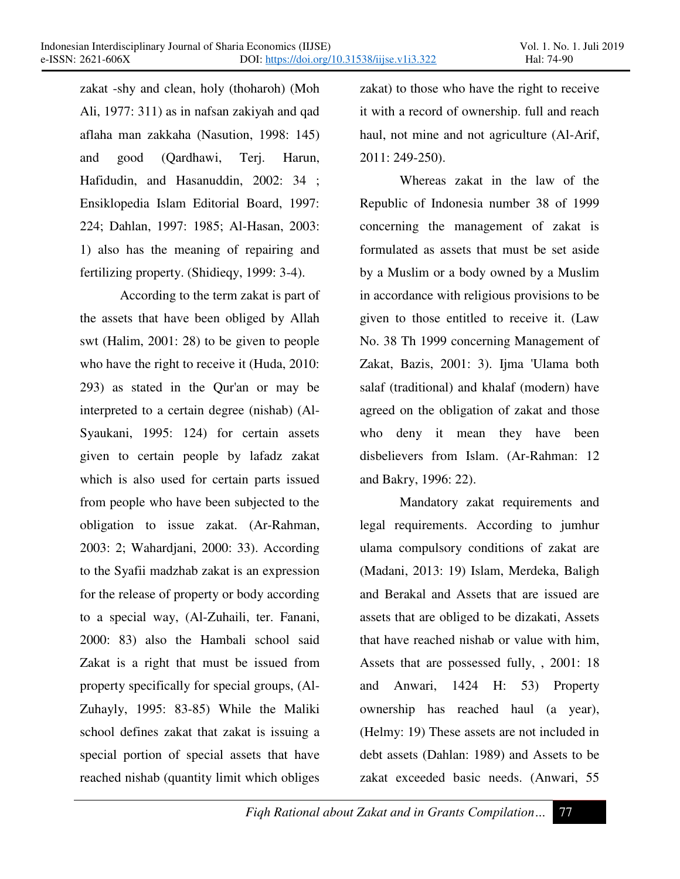zakat -shy and clean, holy (thoharoh) (Moh Ali, 1977: 311) as in nafsan zakiyah and qad aflaha man zakkaha (Nasution, 1998: 145) and good (Qardhawi, Terj. Harun, Hafidudin, and Hasanuddin, 2002: 34 ; Ensiklopedia Islam Editorial Board, 1997: 224; Dahlan, 1997: 1985; Al-Hasan, 2003: 1) also has the meaning of repairing and fertilizing property. (Shidieqy, 1999: 3-4).

According to the term zakat is part of the assets that have been obliged by Allah swt (Halim, 2001: 28) to be given to people who have the right to receive it (Huda, 2010: 293) as stated in the Qur'an or may be interpreted to a certain degree (nishab) (Al-Syaukani, 1995: 124) for certain assets given to certain people by lafadz zakat which is also used for certain parts issued from people who have been subjected to the obligation to issue zakat. (Ar-Rahman, 2003: 2; Wahardjani, 2000: 33). According to the Syafii madzhab zakat is an expression for the release of property or body according to a special way, (Al-Zuhaili, ter. Fanani, 2000: 83) also the Hambali school said Zakat is a right that must be issued from property specifically for special groups, (Al-Zuhayly, 1995: 83-85) While the Maliki school defines zakat that zakat is issuing a special portion of special assets that have reached nishab (quantity limit which obliges zakat) to those who have the right to receive it with a record of ownership. full and reach haul, not mine and not agriculture (Al-Arif, 2011: 249-250).

Whereas zakat in the law of the Republic of Indonesia number 38 of 1999 concerning the management of zakat is formulated as assets that must be set aside by a Muslim or a body owned by a Muslim in accordance with religious provisions to be given to those entitled to receive it. (Law No. 38 Th 1999 concerning Management of Zakat, Bazis, 2001: 3). Ijma 'Ulama both salaf (traditional) and khalaf (modern) have agreed on the obligation of zakat and those who deny it mean they have been disbelievers from Islam. (Ar-Rahman: 12 and Bakry, 1996: 22).

Mandatory zakat requirements and legal requirements. According to jumhur ulama compulsory conditions of zakat are (Madani, 2013: 19) Islam, Merdeka, Baligh and Berakal and Assets that are issued are assets that are obliged to be dizakati, Assets that have reached nishab or value with him, Assets that are possessed fully, , 2001: 18 and Anwari, 1424 H: 53) Property ownership has reached haul (a year), (Helmy: 19) These assets are not included in debt assets (Dahlan: 1989) and Assets to be zakat exceeded basic needs. (Anwari, 55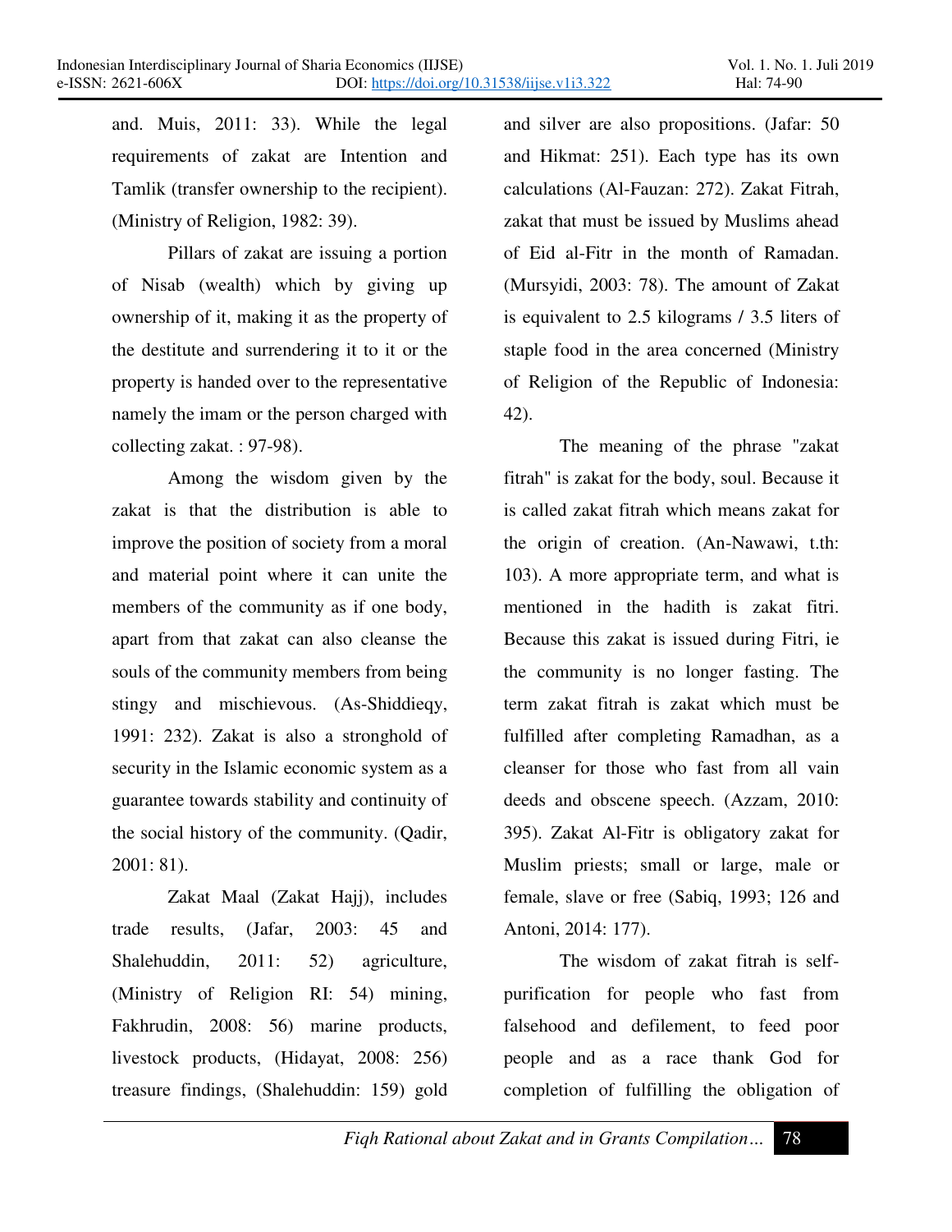and. Muis, 2011: 33). While the legal requirements of zakat are Intention and Tamlik (transfer ownership to the recipient). (Ministry of Religion, 1982: 39).

Pillars of zakat are issuing a portion of Nisab (wealth) which by giving up ownership of it, making it as the property of the destitute and surrendering it to it or the property is handed over to the representative namely the imam or the person charged with collecting zakat. : 97-98).

Among the wisdom given by the zakat is that the distribution is able to improve the position of society from a moral and material point where it can unite the members of the community as if one body, apart from that zakat can also cleanse the souls of the community members from being stingy and mischievous. (As-Shiddieqy, 1991: 232). Zakat is also a stronghold of security in the Islamic economic system as a guarantee towards stability and continuity of the social history of the community. (Qadir, 2001: 81).

Zakat Maal (Zakat Hajj), includes trade results, (Jafar, 2003: 45 and Shalehuddin, 2011: 52) agriculture, (Ministry of Religion RI: 54) mining, Fakhrudin, 2008: 56) marine products, livestock products, (Hidayat, 2008: 256) treasure findings, (Shalehuddin: 159) gold and silver are also propositions. (Jafar: 50 and Hikmat: 251). Each type has its own calculations (Al-Fauzan: 272). Zakat Fitrah, zakat that must be issued by Muslims ahead of Eid al-Fitr in the month of Ramadan. (Mursyidi, 2003: 78). The amount of Zakat is equivalent to 2.5 kilograms / 3.5 liters of staple food in the area concerned (Ministry of Religion of the Republic of Indonesia: 42).

The meaning of the phrase "zakat fitrah" is zakat for the body, soul. Because it is called zakat fitrah which means zakat for the origin of creation. (An-Nawawi, t.th: 103). A more appropriate term, and what is mentioned in the hadith is zakat fitri. Because this zakat is issued during Fitri, ie the community is no longer fasting. The term zakat fitrah is zakat which must be fulfilled after completing Ramadhan, as a cleanser for those who fast from all vain deeds and obscene speech. (Azzam, 2010: 395). Zakat Al-Fitr is obligatory zakat for Muslim priests; small or large, male or female, slave or free (Sabiq, 1993; 126 and Antoni, 2014: 177).

The wisdom of zakat fitrah is self-purification for people who fast from falsehood and defilement, to feed poor people and as a race thank God for completion of fulfilling the obligation of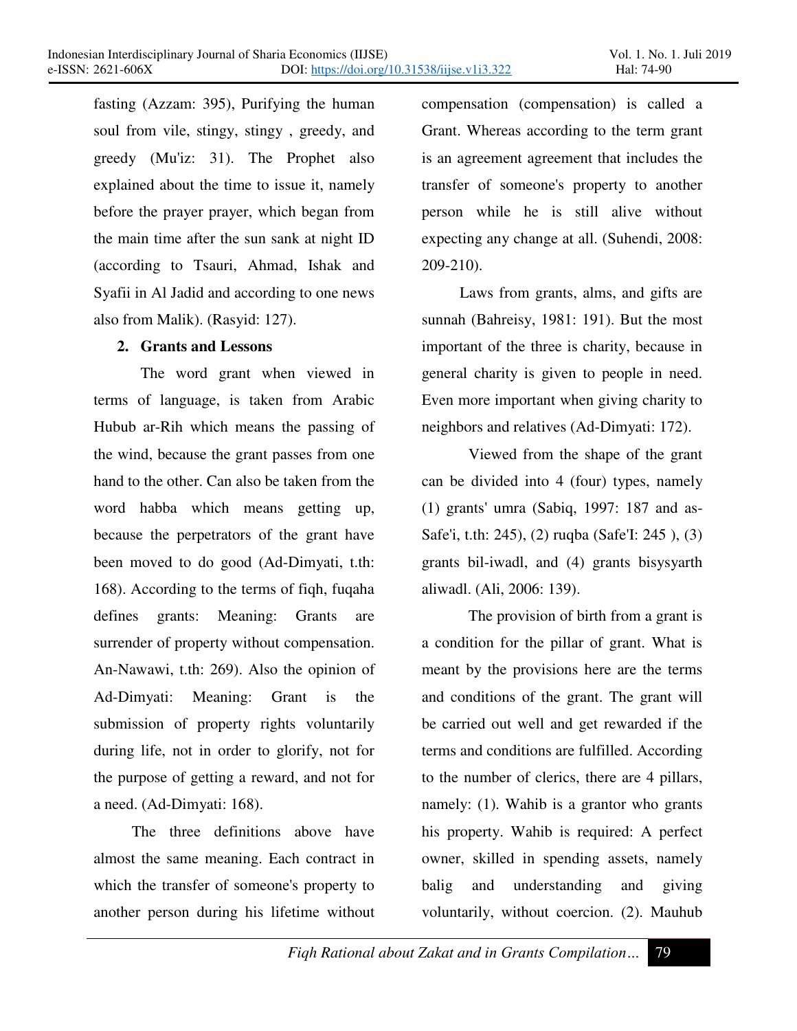fasting (Azzam: 395), Purifying the human soul from vile, stingy, stingy , greedy, and greedy (Mu'iz: 31). The Prophet also explained about the time to issue it, namely before the prayer prayer, which began from the main time after the sun sank at night ID (according to Tsauri, Ahmad, Ishak and Syafii in Al Jadid and according to one news also from Malik). (Rasyid: 127).

**2. Grants and Lessons**

The word grant when viewed in terms of language, is taken from Arabic Hubub ar-Rih which means the passing of the wind, because the grant passes from one hand to the other. Can also be taken from the word habba which means getting up, because the perpetrators of the grant have been moved to do good (Ad-Dimyati, t.th: 168). According to the terms of fiqh, fuqaha defines grants: Meaning: Grants are surrender of property without compensation. An-Nawawi, t.th: 269). Also the opinion of Ad-Dimyati: Meaning: Grant is the submission of property rights voluntarily during life, not in order to glorify, not for the purpose of getting a reward, and not for a need. (Ad-Dimyati: 168).

The three definitions above have almost the same meaning. Each contract in which the transfer of someone's property to another person during his lifetime without compensation (compensation) is called a Grant. Whereas according to the term grant is an agreement agreement that includes the transfer of someone's property to another person while he is still alive without expecting any change at all. (Suhendi, 2008: 209-210).

Laws from grants, alms, and gifts are sunnah (Bahreisy, 1981: 191). But the most important of the three is charity, because in general charity is given to people in need. Even more important when giving charity to neighbors and relatives (Ad-Dimyati: 172).

Viewed from the shape of the grant can be divided into 4 (four) types, namely (1) grants' umra (Sabiq, 1997: 187 and as-Safe'i, t.th: 245), (2) ruqba (Safe'I: 245 ), (3) grants bil-iwadl, and (4) grants bisysyarth aliwadl. (Ali, 2006: 139).

The provision of birth from a grant is a condition for the pillar of grant. What is meant by the provisions here are the terms and conditions of the grant. The grant will be carried out well and get rewarded if the terms and conditions are fulfilled. According to the number of clerics, there are 4 pillars, namely: (1). Wahib is a grantor who grants his property. Wahib is required: A perfect owner, skilled in spending assets, namely balig and understanding and giving voluntarily, without coercion. (2). Mauhub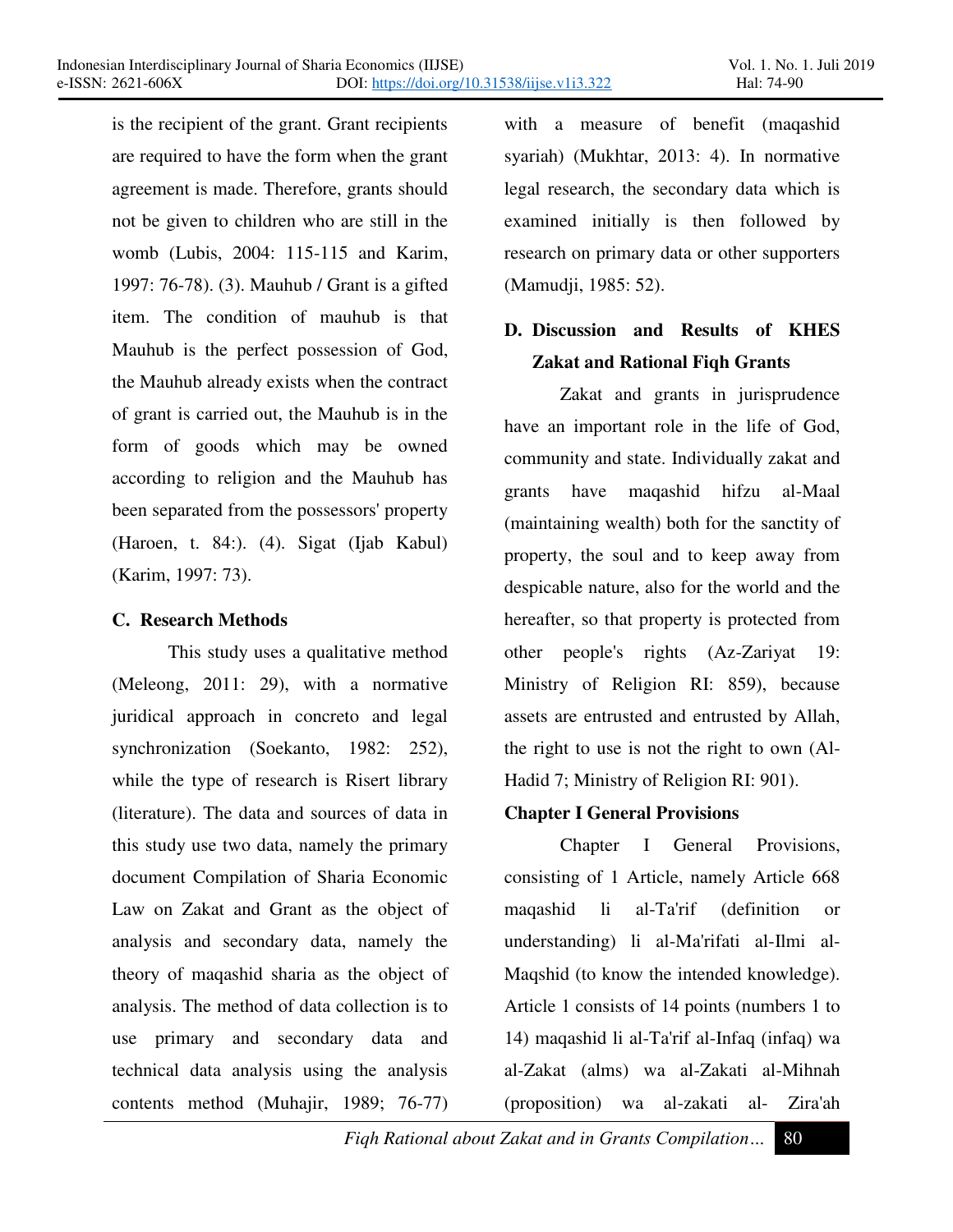is the recipient of the grant. Grant recipients are required to have the form when the grant agreement is made. Therefore, grants should not be given to children who are still in the womb (Lubis, 2004: 115-115 and Karim, 1997: 76-78). (3). Mauhub / Grant is a gifted item. The condition of mauhub is that Mauhub is the perfect possession of God, the Mauhub already exists when the contract of grant is carried out, the Mauhub is in the form of goods which may be owned according to religion and the Mauhub has been separated from the possessors' property (Haroen, t. 84:). (4). Sigat (Ijab Kabul) (Karim, 1997: 73).

## C. Research Methods

This study uses a qualitative method (Meleong, 2011: 29), with a normative juridical approach in concreto and legal synchronization (Soekanto, 1982: 252), while the type of research is Risert library (literature). The data and sources of data in this study use two data, namely the primary document Compilation of Sharia Economic Law on Zakat and Grant as the object of analysis and secondary data, namely the theory of maqashid sharia as the object of analysis. The method of data collection is to use primary and secondary data and technical data analysis using the analysis contents method (Muhajir, 1989; 76-77) with a measure of benefit (maqashid syariah) (Mukhtar, 2013: 4). In normative legal research, the secondary data which is examined initially is then followed by research on primary data or other supporters (Mamudji, 1985: 52).

## D. Discussion and Results of KHES Zakat and Rational Fiqh Grants

Zakat and grants in jurisprudence have an important role in the life of God, community and state. Individually zakat and grants have maqashid hifzu al-Maal (maintaining wealth) both for the sanctity of property, the soul and to keep away from despicable nature, also for the world and the hereafter, so that property is protected from other people's rights (Az-Zariyat 19: Ministry of Religion RI: 859), because assets are entrusted and entrusted by Allah, the right to use is not the right to own (Al-Hadid 7; Ministry of Religion RI: 901).

### Chapter I General Provisions

Chapter I General Provisions, consisting of 1 Article, namely Article 668 maqashid li al-Ta'rif (definition or understanding) li al-Ma'rifati al-Ilmi al-Maqshid (to know the intended knowledge). Article 1 consists of 14 points (numbers 1 to 14) maqashid li al-Ta'rif al-Infaq (infaq) wa al-Zakat (alms) wa al-Zakati al-Mihnah (proposition) wa al-zakati al- Zira'ah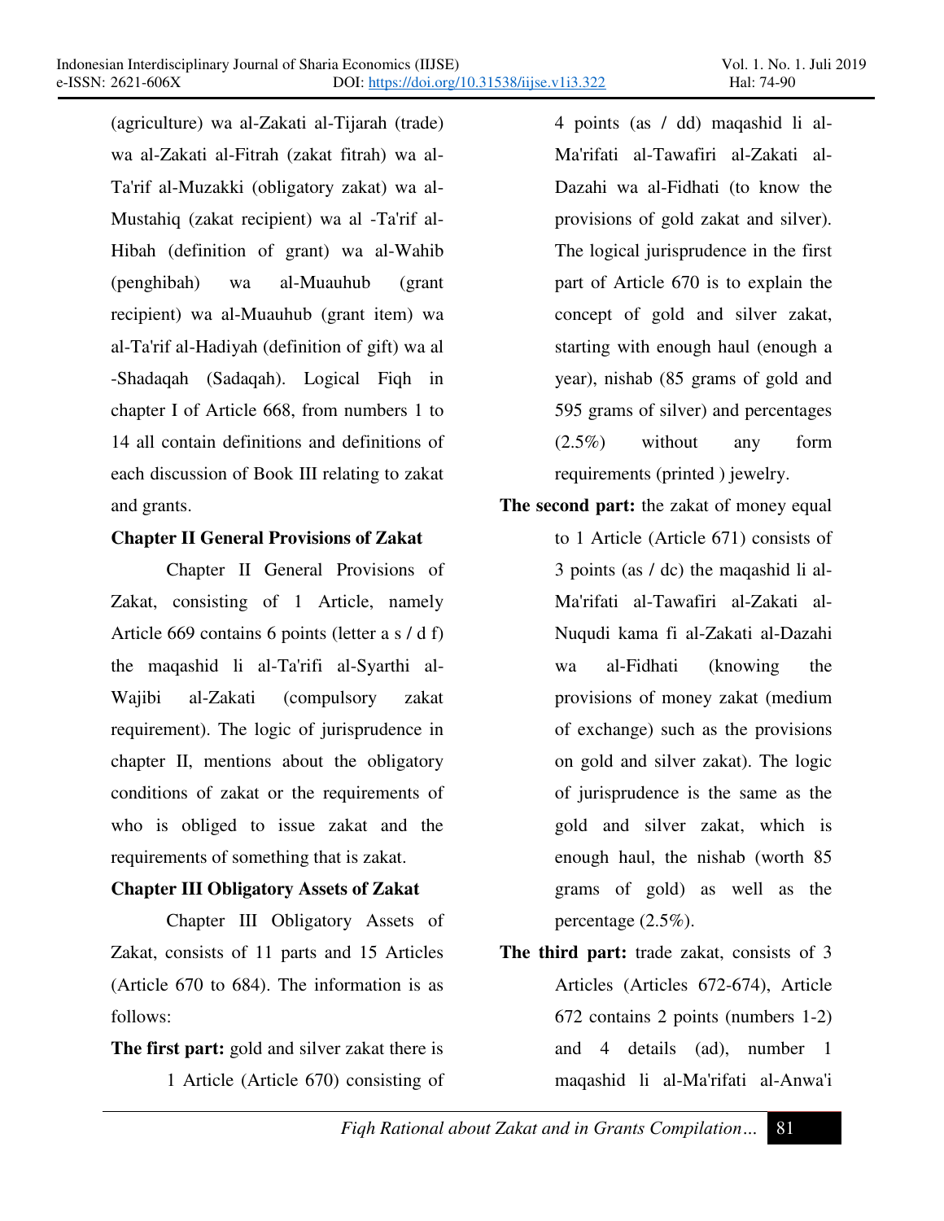(agriculture) wa al-Zakati al-Tijarah (trade) wa al-Zakati al-Fitrah (zakat fitrah) wa al-Ta'rif al-Muzakki (obligatory zakat) wa al-Mustahiq (zakat recipient) wa al -Ta'rif al-Hibah (definition of grant) wa al-Wahib (penghibah) wa al-Muauhub (grant recipient) wa al-Muauhub (grant item) wa al-Ta'rif al-Hadiyah (definition of gift) wa al -Shadaqah (Sadaqah). Logical Fiqh in chapter I of Article 668, from numbers 1 to 14 all contain definitions and definitions of each discussion of Book III relating to zakat and grants.

**Chapter II General Provisions of Zakat**

Chapter II General Provisions of Zakat, consisting of 1 Article, namely Article 669 contains 6 points (letter a s / d f) the maqashid li al-Ta'rifi al-Syarthi al-Wajibi al-Zakati (compulsory zakat requirement). The logic of jurisprudence in chapter II, mentions about the obligatory conditions of zakat or the requirements of who is obliged to issue zakat and the requirements of something that is zakat.

**Chapter III Obligatory Assets of Zakat**

Chapter III Obligatory Assets of Zakat, consists of 11 parts and 15 Articles (Article 670 to 684). The information is as follows:

**The first part:** gold and silver zakat there is 1 Article (Article 670) consisting of 4 points (as / dd) maqashid li al-Ma'rifati al-Tawafiri al-Zakati al-Dazahi wa al-Fidhati (to know the provisions of gold zakat and silver). The logical jurisprudence in the first part of Article 670 is to explain the concept of gold and silver zakat, starting with enough haul (enough a year), nishab (85 grams of gold and 595 grams of silver) and percentages (2.5%) without any form requirements (printed ) jewelry.

**The second part:** the zakat of money equal to 1 Article (Article 671) consists of 3 points (as / dc) the maqshid li al-Ma'rifati al-Tawafiri al-Zakati al-Nuqudi kama fi al-Zakati al-Dazahi wa al-Fidhati (knowing the provisions of money zakat (medium of exchange) such as the provisions on gold and silver zakat). The logic of jurisprudence is the same as the gold and silver zakat, which is enough haul, the nishab (worth 85 grams of gold) as well as the percentage (2.5%).

**The third part:** trade zakat, consists of 3 Articles (Articles 672-674), Article 672 contains 2 points (numbers 1-2) and 4 details (ad), number 1 maqashid li al-Ma'rifati al-Anwa'i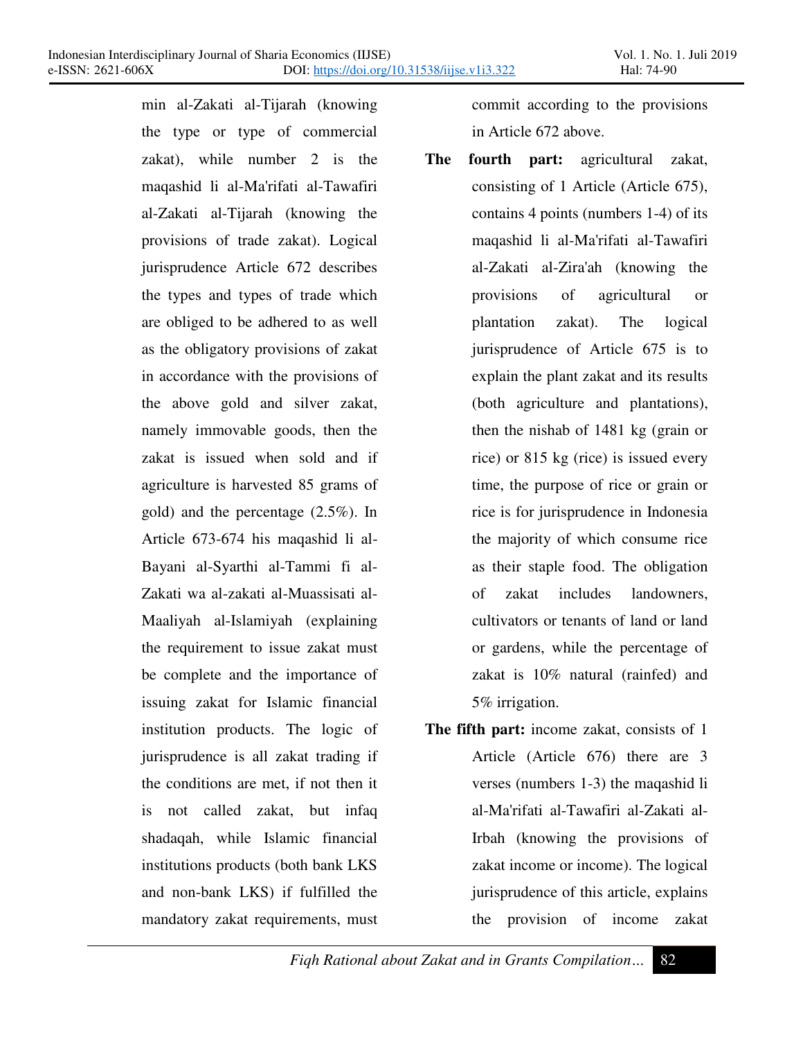min al-Zakati al-Tijarah (knowing the type or type of commercial zakat), while number 2 is the maqashid li al-Ma'rifati al-Tawafiri al-Zakati al-Tijarah (knowing the provisions of trade zakat). Logical jurisprudence Article 672 describes the types and types of trade which are obliged to be adhered to as well as the obligatory provisions of zakat in accordance with the provisions of the above gold and silver zakat, namely immovable goods, then the zakat is issued when sold and if agriculture is harvested 85 grams of gold) and the percentage (2.5%). In Article 673-674 his maqashid li al-Bayani al-Syarthi al-Tammi fi al-Zakati wa al-zakati al-Muassisati al-Maaliyah al-Islamiyah (explaining the requirement to issue zakat must be complete and the importance of issuing zakat for Islamic financial institution products. The logic of jurisprudence is all zakat trading if the conditions are met, if not then it is not called zakat, but infaq shadaqah, while Islamic financial institutions products (both bank LKS and non-bank LKS) if fulfilled the mandatory zakat requirements, must commit according to the provisions in Article 672 above.

**The fourth part:** agricultural zakat, consisting of 1 Article (Article 675), contains 4 points (numbers 1-4) of its maqashid li al-Ma'rifati al-Tawafiri al-Zakati al-Zira'ah (knowing the provisions of agricultural or plantation zakat). The logical jurisprudence of Article 675 is to explain the plant zakat and its results (both agriculture and plantations), then the nishab of 1481 kg (grain or rice) or 815 kg (rice) is issued every time, the purpose of rice or grain or rice is for jurisprudence in Indonesia the majority of which consume rice as their staple food. The obligation of zakat includes landowners, cultivators or tenants of land or land or gardens, while the percentage of zakat is 10% natural (rainfed) and 5% irrigation.

**The fifth part:** income zakat, consists of 1 Article (Article 676) there are 3 verses (numbers 1-3) the maqashid li al-Ma'rifati al-Tawafiri al-Zakati al-Irbah (knowing the provisions of zakat income or income). The logical jurisprudence of this article, explains the provision of income zakat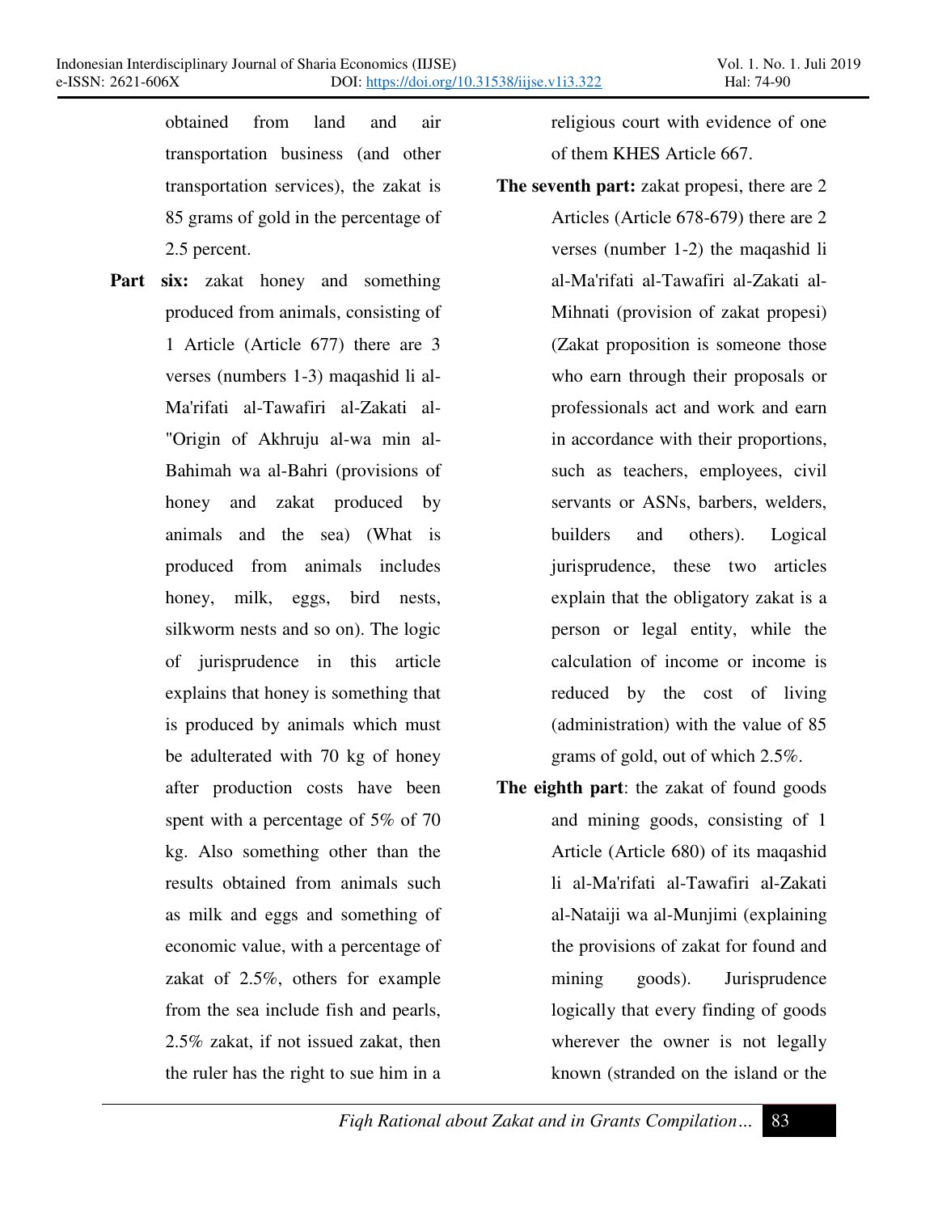obtained from land and air transportation business (and other transportation services), the zakat is 85 grams of gold in the percentage of 2.5 percent.

**Part six:** zakat honey and something produced from animals, consisting of 1 Article (Article 677) there are 3 verses (numbers 1-3) maqashid li al-Ma'rifati al-Tawafiri al-Zakati al-"Origin of Akhruju al-wa min al-Bahimah wa al-Bahri (provisions of honey and zakat produced by animals and the sea) (What is produced from animals includes honey, milk, eggs, bird nests, silkworm nests and so on). The logic of jurisprudence in this article explains that honey is something that is produced by animals which must be adulterated with 70 kg of honey after production costs have been spent with a percentage of 5% of 70 kg. Also something other than the results obtained from animals such as milk and eggs and something of economic value, with a percentage of zakat of 2.5%, others for example from the sea include fish and pearls, 2.5% zakat, if not issued zakat, then the ruler has the right to sue him in a religious court with evidence of one of them KHES Article 667.

**The seventh part:** zakat propesi, there are 2 Articles (Article 678-679) there are 2 verses (number 1-2) the maqashid li al-Ma'rifati al-Tawafiri al-Zakati al-Mihnati (provision of zakat propesi) (Zakat proposition is someone those who earn through their proposals or professionals act and work and earn in accordance with their proportions, such as teachers, employees, civil servants or ASNs, barbers, welders, builders and others). Logical jurisprudence, these two articles explain that the obligatory zakat is a person or legal entity, while the calculation of income or income is reduced by the cost of living (administration) with the value of 85 grams of gold, out of which 2.5%.

**The eighth part**: the zakat of found goods and mining goods, consisting of 1 Article (Article 680) of its maqashid li al-Ma'rifati al-Tawafiri al-Zakati al-Nataiji wa al-Munjimi (explaining the provisions of zakat for found and mining goods). Jurisprudence logically that every finding of goods wherever the owner is not legally known (stranded on the island or the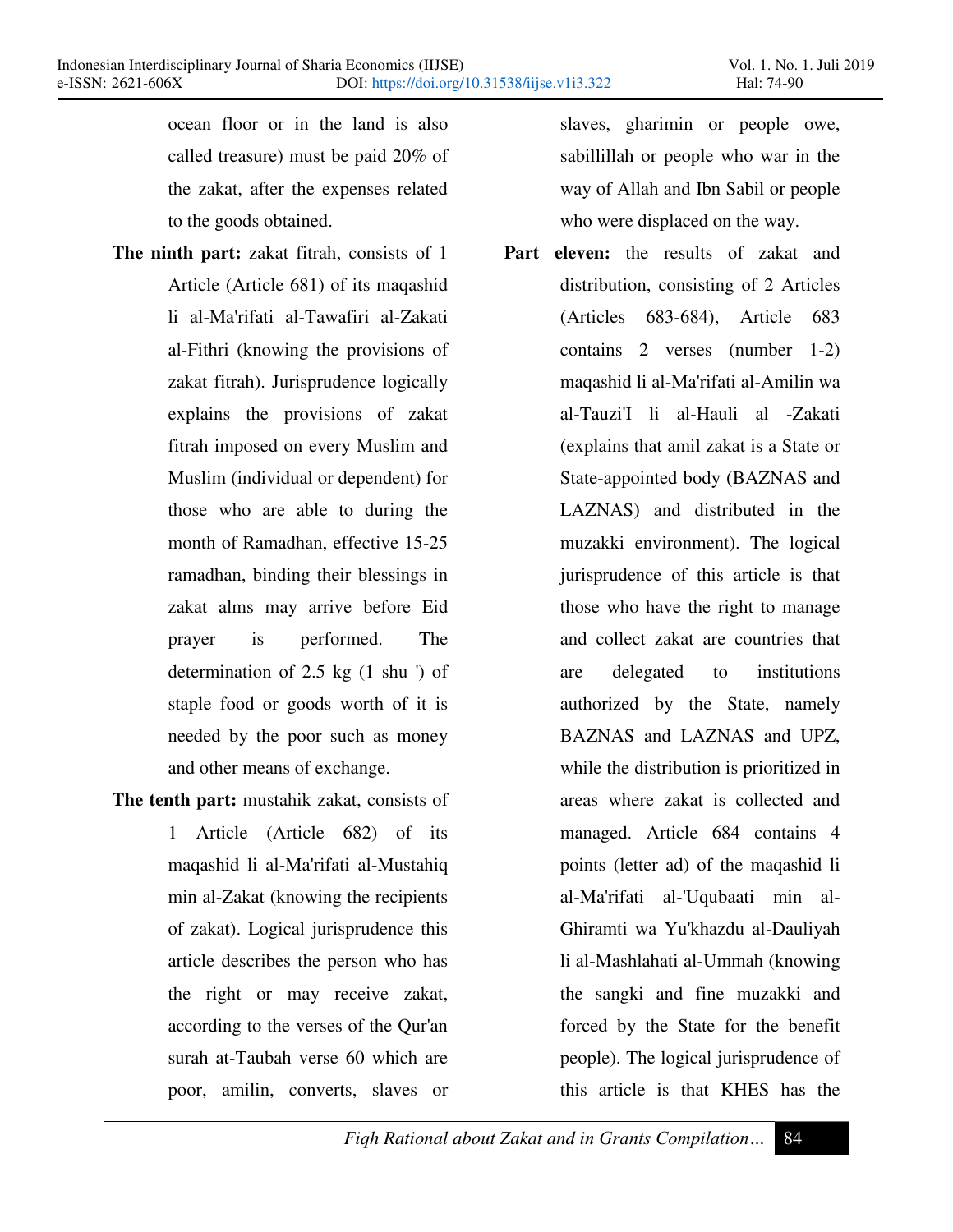ocean floor or in the land is also called treasure) must be paid 20% of the zakat, after the expenses related to the goods obtained.

**The ninth part:** zakat fitrah, consists of 1 Article (Article 681) of its maqashid li al-Ma'rifati al-Tawafiri al-Zakati al-Fithri (knowing the provisions of zakat fitrah). Jurisprudence logically explains the provisions of zakat fitrah imposed on every Muslim and Muslim (individual or dependent) for those who are able to during the month of Ramadhan, effective 15-25 ramadhan, binding their blessings in zakat alms may arrive before Eid prayer is performed. The determination of 2.5 kg (1 shu ') of staple food or goods worth of it is needed by the poor such as money and other means of exchange.

**The tenth part:** mustahik zakat, consists of 1 Article (Article 682) of its maqashid li al-Ma'rifati al-Mustahiq min al-Zakat (knowing the recipients of zakat). Logical jurisprudence this article describes the person who has the right or may receive zakat, according to the verses of the Qur'an surah at-Taubah verse 60 which are poor, amilin, converts, slaves or slaves, gharimin or people owe, sabillillah or people who war in the way of Allah and Ibn Sabil or people who were displaced on the way.

**Part eleven:** the results of zakat and distribution, consisting of 2 Articles (Articles 683-684), Article 683 contains 2 verses (number 1-2) maqashid li al-Ma'rifati al-Amilin wa al-Tauzi'I li al-Hauli al -Zakati (explains that amil zakat is a State or State-appointed body (BAZNAS and LAZNAS) and distributed in the muzakki environment). The logical jurisprudence of this article is that those who have the right to manage and collect zakat are countries that are delegated to institutions authorized by the State, namely BAZNAS and LAZNAS and UPZ, while the distribution is prioritized in areas where zakat is collected and managed. Article 684 contains 4 points (letter ad) of the maqashid li al-Ma'rifati al-'Uqubaati min al-Ghiramti wa Yu'khazdu al-Dauliyah li al-Mashlahati al-Ummah (knowing the sangki and fine muzakki and forced by the State for the benefit people). The logical jurisprudence of this article is that KHES has the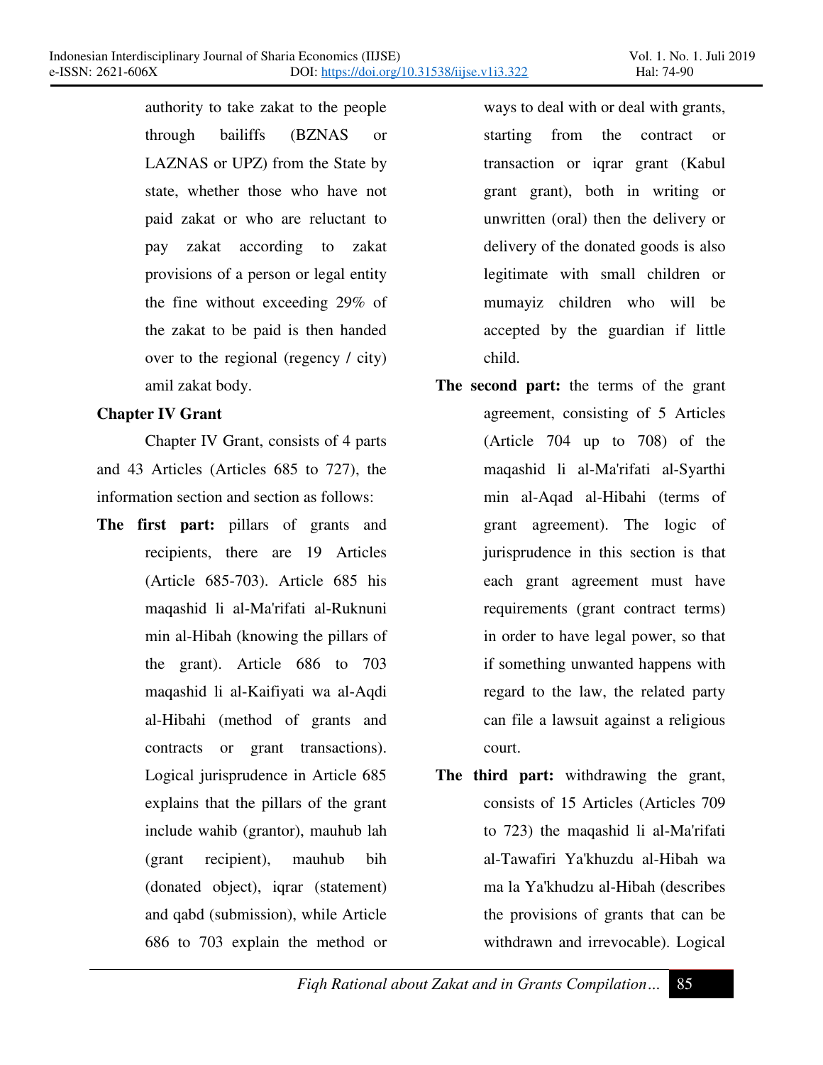authority to take zakat to the people through bailiffs (BZNAS or LAZNAS or UPZ) from the State by state, whether those who have not paid zakat or who are reluctant to pay zakat according to zakat provisions of a person or legal entity the fine without exceeding 29% of the zakat to be paid is then handed over to the regional (regency / city) amil zakat body.

**Chapter IV Grant**

Chapter IV Grant, consists of 4 parts and 43 Articles (Articles 685 to 727), the information section and section as follows:

**The first part:** pillars of grants and recipients, there are 19 Articles (Article 685-703). Article 685 his maqashid li al-Ma'rifati al-Ruknuni min al-Hibah (knowing the pillars of the grant). Article 686 to 703 maqashid li al-Kaifiyati wa al-Aqdi al-Hibahi (method of grants and contracts or grant transactions). Logical jurisprudence in Article 685 explains that the pillars of the grant include wahib (grantor), mauhub lah (grant recipient), mauhub bih (donated object), iqrar (statement) and qabd (submission), while Article 686 to 703 explain the method or ways to deal with or deal with grants, starting from the contract or transaction or iqrar grant (Kabul grant grant), both in writing or unwritten (oral) then the delivery or delivery of the donated goods is also legitimate with small children or mumayiz children who will be accepted by the guardian if little child.

**The second part:** the terms of the grant agreement, consisting of 5 Articles (Article 704 up to 708) of the maqashid li al-Ma'rifati al-Syarthi min al-Aqad al-Hibahi (terms of grant agreement). The logic of jurisprudence in this section is that each grant agreement must have requirements (grant contract terms) in order to have legal power, so that if something unwanted happens with regard to the law, the related party can file a lawsuit against a religious court.

**The third part:** withdrawing the grant, consists of 15 Articles (Articles 709 to 723) the maqashid li al-Ma'rifati al-Tawafiri Ya'khuzdu al-Hibah wa ma la Ya'khudzu al-Hibah (describes the provisions of grants that can be withdrawn and irrevocable). Logical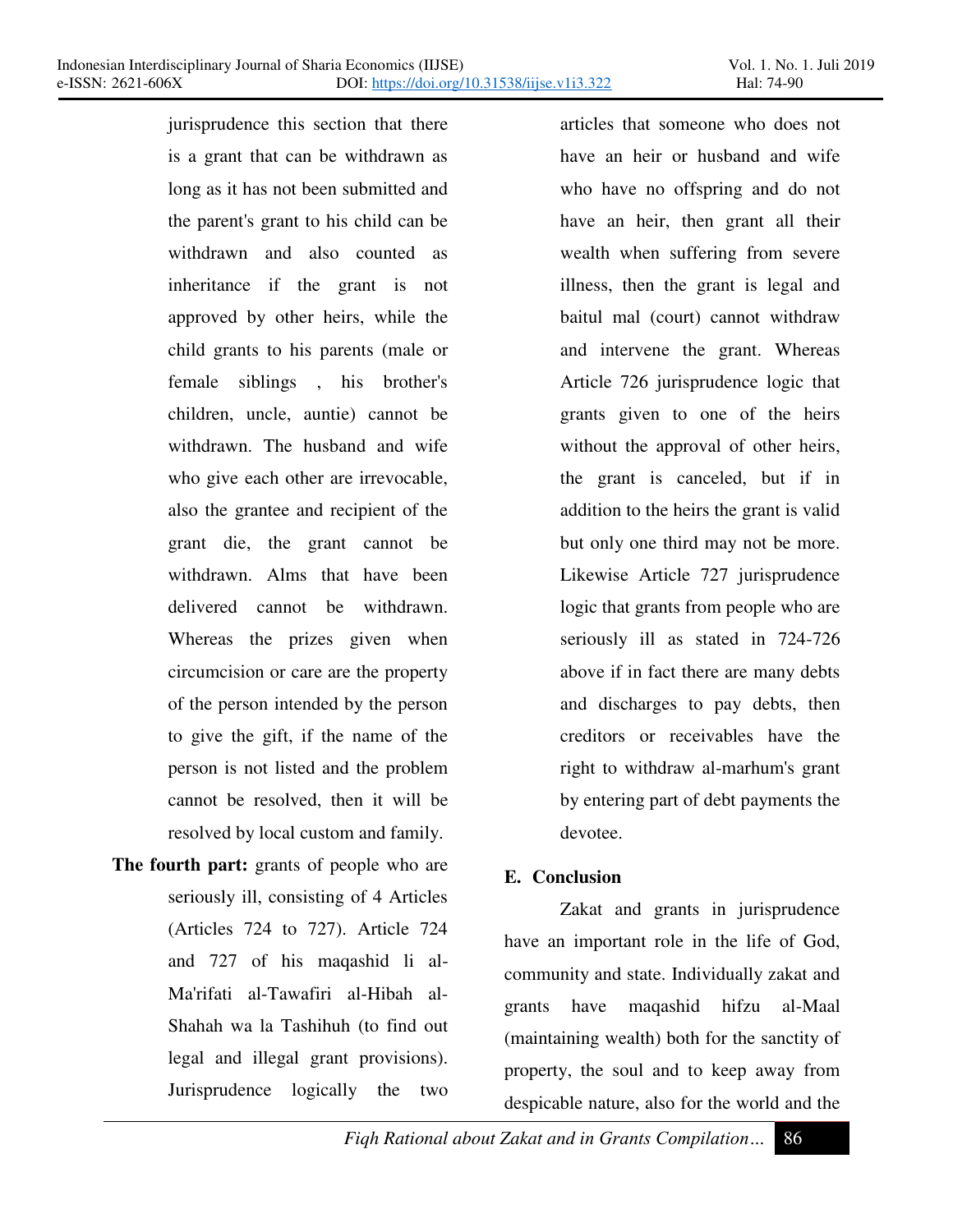jurisprudence this section that there is a grant that can be withdrawn as long as it has not been submitted and the parent's grant to his child can be withdrawn and also counted as inheritance if the grant is not approved by other heirs, while the child grants to his parents (male or female siblings , his brother's children, uncle, auntie) cannot be withdrawn. The husband and wife who give each other are irrevocable, also the grantee and recipient of the grant die, the grant cannot be withdrawn. Alms that have been delivered cannot be withdrawn. Whereas the prizes given when circumcision or care are the property of the person intended by the person to give the gift, if the name of the person is not listed and the problem cannot be resolved, then it will be resolved by local custom and family.

**The fourth part:** grants of people who are seriously ill, consisting of 4 Articles (Articles 724 to 727). Article 724 and 727 of his maqashid li al-Ma'rifati al-Tawafiri al-Hibah al-Shahah wa la Tashihuh (to find out legal and illegal grant provisions). Jurisprudence logically the two articles that someone who does not have an heir or husband and wife who have no offspring and do not have an heir, then grant all their wealth when suffering from severe illness, then the grant is legal and baitul mal (court) cannot withdraw and intervene the grant. Whereas Article 726 jurisprudence logic that grants given to one of the heirs without the approval of other heirs, the grant is canceled, but if in addition to the heirs the grant is valid but only one third may not be more. Likewise Article 727 jurisprudence logic that grants from people who are seriously ill as stated in 724-726 above if in fact there are many debts and discharges to pay debts, then creditors or receivables have the right to withdraw al-marhum's grant by entering part of debt payments the devotee.

## E. Conclusion

Zakat and grants in jurisprudence have an important role in the life of God, community and state. Individually zakat and grants have maqashid hifzu al-Maal (maintaining wealth) both for the sanctity of property, the soul and to keep away from despicable nature, also for the world and the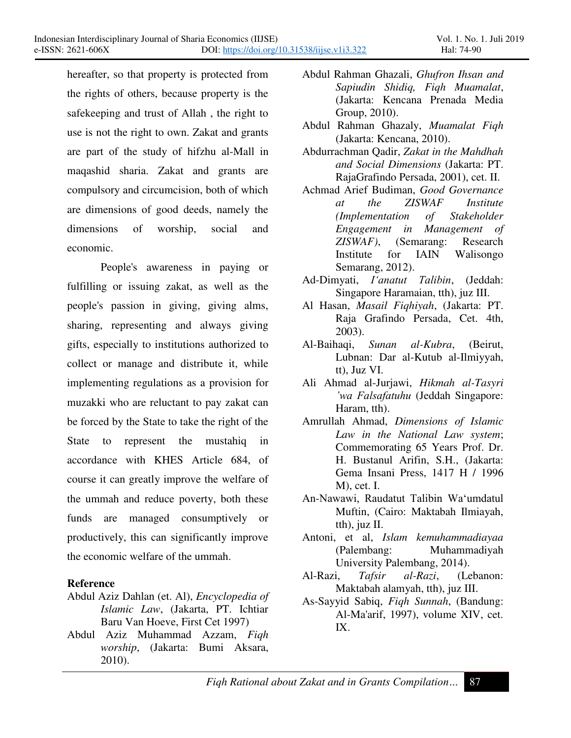hereafter, so that property is protected from the rights of others, because property is the safekeeping and trust of Allah , the right to use is not the right to own. Zakat and grants are part of the study of hifzhu al-Mall in maqashid sharia. Zakat and grants are compulsory and circumcision, both of which are dimensions of good deeds, namely the dimensions of worship, social and economic.

People's awareness in paying or fulfilling or issuing zakat, as well as the people's passion in giving, giving alms, sharing, representing and always giving gifts, especially to institutions authorized to collect or manage and distribute it, while implementing regulations as a provision for muzakki who are reluctant to pay zakat can be forced by the State to take the right of the State to represent the mustahiq in accordance with KHES Article 684, of course it can greatly improve the welfare of the ummah and reduce poverty, both these funds are managed consumptively or productively, this can significantly improve the economic welfare of the ummah.

## Reference

Abdul Aziz Dahlan (et. Al), *Encyclopedia of Islamic Law*, (Jakarta, PT. Ichtiar Baru Van Hoeve, First Cet 1997)

Abdul Aziz Muhammad Azzam, *Fiqh worship*, (Jakarta: Bumi Aksara, 2010).

Abdul Rahman Ghazali, *Ghufron Ihsan and Sapiudin Shidiq, Fiqh Muamalat*, (Jakarta: Kencana Prenada Media Group, 2010).

Abdul Rahman Ghazaly, *Muamalat Fiqh* (Jakarta: Kencana, 2010).

Abdurrachman Qadir, *Zakat in the Mahdhah and Social Dimensions* (Jakarta: PT. RajaGrafindo Persada, 2001), cet. II.

Achmad Arief Budiman, *Good Governance at the ZISWAF Institute (Implementation of Stakeholder Engagement in Management of ZISWAF)*, (Semarang: Research Institute for IAIN Walisongo Semarang, 2012).

Ad-Dimyati, *I'anatut Talibin*, (Jeddah: Singapore Haramaian, tth), juz III.

Al Hasan, *Masail Fiqhiyah*, (Jakarta: PT. Raja Grafindo Persada, Cet. 4th, 2003).

Al-Baihaqi, *Sunan al-Kubra*, (Beirut, Lubnan: Dar al-Kutub al-Ilmiyyah, tt), Juz VI.

Ali Ahmad al-Jurjawi, *Hikmah al-Tasyri 'wa Falsafatuhu* (Jeddah Singapore: Haram, tth).

Amrullah Ahmad, *Dimensions of Islamic Law in the National Law system*; Commemorating 65 Years Prof. Dr. H. Bustanul Arifin, S.H., (Jakarta: Gema Insani Press, 1417 H / 1996 M), cet. I.

An-Nawawi, Raudatut Talibin Wa'umdatul Muftin, (Cairo: Maktabah Ilmiayah, tth), juz II.

Antoni, et al, *Islam kemuhammadiayaa* (Palembang: Muhammadiyah University Palembang, 2014).

Al-Razi, *Tafsir al-Razi*, (Lebanon: Maktabah alamyah, tth), juz III.

As-Sayyid Sabiq, *Fiqh Sunnah*, (Bandung: Al-Ma'arif, 1997), volume XIV, cet. IX.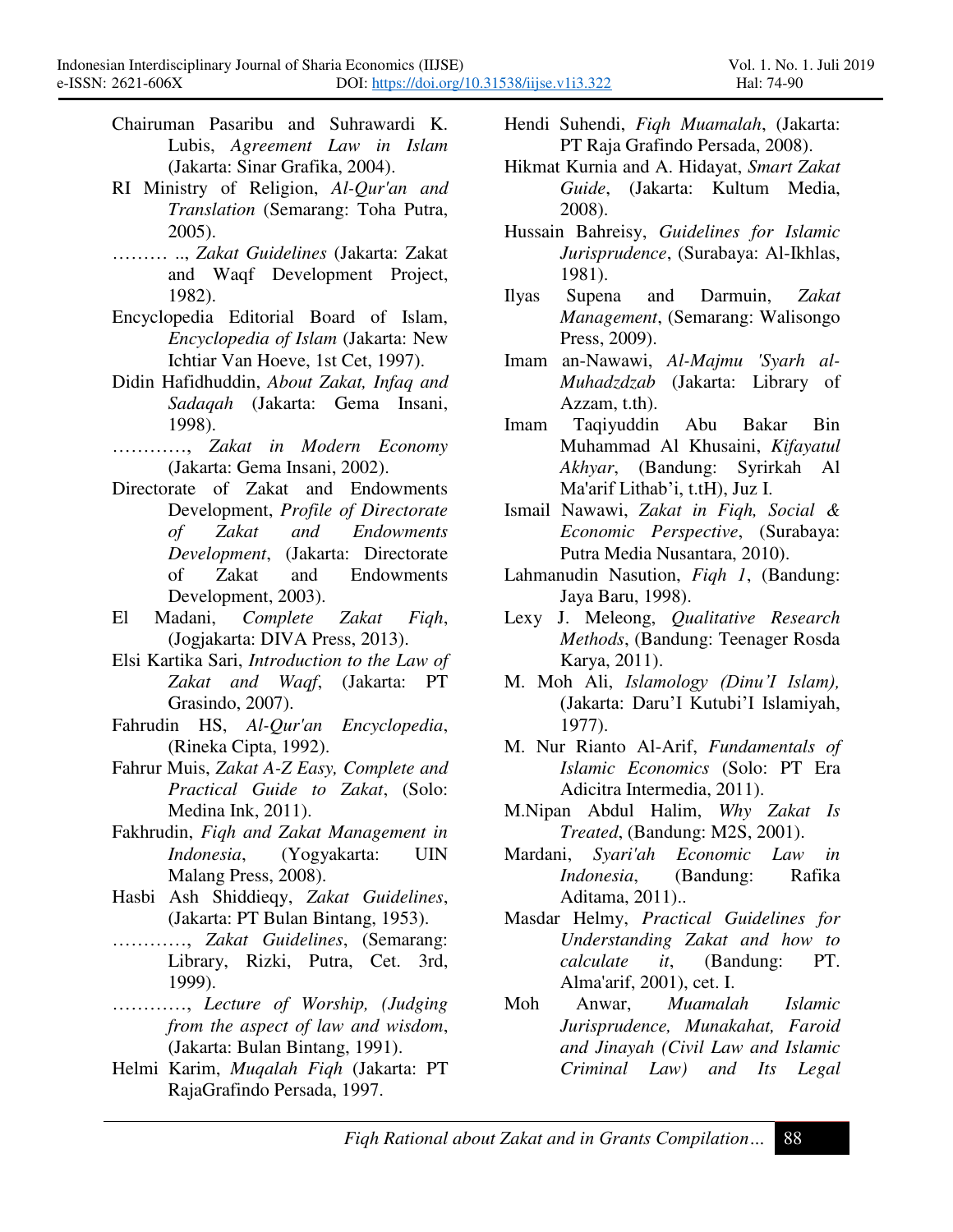Chairuman Pasaribu and Suhrawardi K. Lubis, *Agreement Law in Islam* (Jakarta: Sinar Grafika, 2004).

RI Ministry of Religion, *Al-Qur'an and Translation* (Semarang: Toha Putra, 2005).

……… .., *Zakat Guidelines* (Jakarta: Zakat and Waqf Development Project, 1982).

Encyclopedia Editorial Board of Islam, *Encyclopedia of Islam* (Jakarta: New Ichtiar Van Hoeve, 1st Cet, 1997).

Didin Hafidhuddin, *About Zakat, Infaq and Sadaqah* (Jakarta: Gema Insani, 1998).

…………, *Zakat in Modern Economy* (Jakarta: Gema Insani, 2002).

Directorate of Zakat and Endowments Development, *Profile of Directorate of Zakat and Endowments Development*, (Jakarta: Directorate of Zakat and Endowments Development, 2003).

El Madani, *Complete Zakat Fiqh*, (Jogjakarta: DIVA Press, 2013).

Elsi Kartika Sari, *Introduction to the Law of Zakat and Waqf*, (Jakarta: PT Grasindo, 2007).

Fahrudin HS, *Al-Qur'an Encyclopedia*, (Rineka Cipta, 1992).

Fahrur Muis, *Zakat A-Z Easy, Complete and Practical Guide to Zakat*, (Solo: Medina Ink, 2011).

Fakhrudin, *Fiqh and Zakat Management in Indonesia*, (Yogyakarta: UIN Malang Press, 2008).

Hasbi Ash Shiddieqy, *Zakat Guidelines*, (Jakarta: PT Bulan Bintang, 1953).

…………, *Zakat Guidelines*, (Semarang: Library, Rizki, Putra, Cet. 3rd, 1999).

…………, *Lecture of Worship, (Judging from the aspect of law and wisdom*, (Jakarta: Bulan Bintang, 1991).

Helmi Karim, *Muqalah Fiqh* (Jakarta: PT RajaGrafindo Persada, 1997.

Hendi Suhendi, *Fiqh Muamalah*, (Jakarta: PT Raja Grafindo Persada, 2008).

Hikmat Kurnia and A. Hidayat, *Smart Zakat Guide*, (Jakarta: Kultum Media, 2008).

Hussain Bahreisy, *Guidelines for Islamic Jurisprudence*, (Surabaya: Al-Ikhlas, 1981).

Ilyas Supena and Darmuin, *Zakat Management*, (Semarang: Walisongo Press, 2009).

Imam an-Nawawi, *Al-Majmu 'Syarh al-Muhadzdzab* (Jakarta: Library of Azzam, t.th).

Imam Taqiyuddin Abu Bakar Bin Muhammad Al Khusaini, *Kifayatul Akhyar*, (Bandung: Syrirkah Al Ma'arif Lithab'i, t.tH), Juz I.

Ismail Nawawi, *Zakat in Fiqh, Social & Economic Perspective*, (Surabaya: Putra Media Nusantara, 2010).

Lahmanudin Nasution, *Fiqh 1*, (Bandung: Jaya Baru, 1998).

Lexy J. Meleong, *Qualitative Research Methods*, (Bandung: Teenager Rosda Karya, 2011).

M. Moh Ali, *Islamology (Dinu'I Islam),* (Jakarta: Daru'I Kutubi'I Islamiyah, 1977).

M. Nur Rianto Al-Arif, *Fundamentals of Islamic Economics* (Solo: PT Era Adicitra Intermedia, 2011).

M.Nipan Abdul Halim, *Why Zakat Is Treated*, (Bandung: M2S, 2001).

Mardani, *Syari'ah Economic Law in Indonesia*, (Bandung: Rafika Aditama, 2011)..

Masdar Helmy, *Practical Guidelines for Understanding Zakat and how to calculate it*, (Bandung: PT. Alma'arif, 2001), cet. I.

Moh Anwar, *Muamalah Islamic Jurisprudence, Munakahat, Faroid and Jinayah (Civil Law and Islamic Criminal Law) and Its Legal*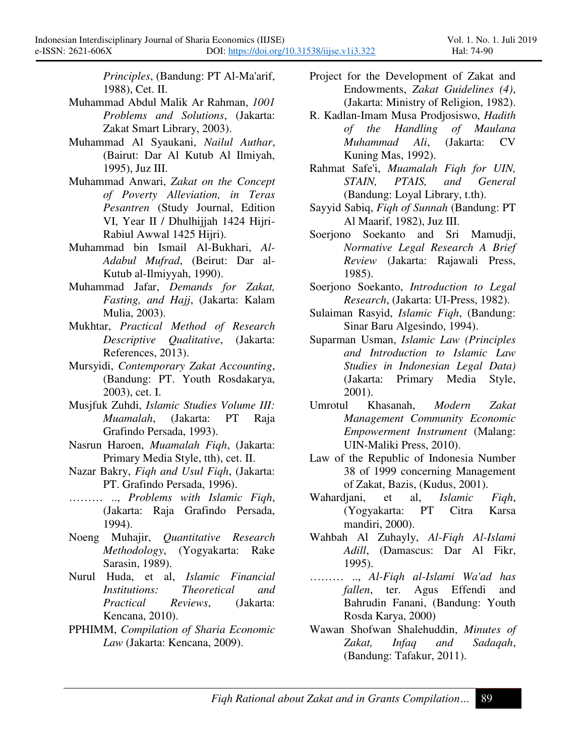*Principles*, (Bandung: PT Al-Ma'arif, 1988), Cet. II.

Muhammad Abdul Malik Ar Rahman, *1001 Problems and Solutions*, (Jakarta: Zakat Smart Library, 2003).

Muhammad Al Syaukani, *Nailul Authar*, (Bairut: Dar Al Kutub Al Ilmiyah, 1995), Juz III.

Muhammad Anwari, *Zakat on the Concept of Poverty Alleviation, in Teras Pesantren* (Study Journal, Edition VI, Year II / Dhulhijjah 1424 Hijri-Rabiul Awwal 1425 Hijri).

Muhammad bin Ismail Al-Bukhari, *Al-Adabul Mufrad*, (Beirut: Dar al-Kutub al-Ilmiyyah, 1990).

Muhammad Jafar, *Demands for Zakat, Fasting, and Hajj*, (Jakarta: Kalam Mulia, 2003).

Mukhtar, *Practical Method of Research Descriptive Qualitative*, (Jakarta: References, 2013).

Mursyidi, *Contemporary Zakat Accounting*, (Bandung: PT. Youth Rosdakarya, 2003), cet. I.

Musjfuk Zuhdi, *Islamic Studies Volume III: Muamalah*, (Jakarta: PT Raja Grafindo Persada, 1993).

Nasrun Haroen, *Muamalah Fiqh*, (Jakarta: Primary Media Style, tth), cet. II.

Nazar Bakry, *Fiqh and Usul Fiqh*, (Jakarta: PT. Grafindo Persada, 1996).

……… .., *Problems with Islamic Fiqh*, (Jakarta: Raja Grafindo Persada, 1994).

Noeng Muhajir, *Quantitative Research Methodology*, (Yogyakarta: Rake Sarasin, 1989).

Nurul Huda, et al, *Islamic Financial Institutions: Theoretical and Practical Reviews*, (Jakarta: Kencana, 2010).

PPHIMM, *Compilation of Sharia Economic Law* (Jakarta: Kencana, 2009).

Project for the Development of Zakat and Endowments, *Zakat Guidelines (4)*, (Jakarta: Ministry of Religion, 1982).

R. Kadlan-Imam Musa Prodjosiswo, *Hadith of the Handling of Maulana Muhammad Ali*, (Jakarta: CV Kuning Mas, 1992).

Rahmat Safe'i, *Muamalah Fiqh for UIN, STAIN, PTAIS, and General* (Bandung: Loyal Library, t.th).

Sayyid Sabiq, *Fiqh of Sunnah* (Bandung: PT Al Maarif, 1982), Juz III.

Soerjono Soekanto and Sri Mamudji, *Normative Legal Research A Brief Review* (Jakarta: Rajawali Press, 1985).

Soerjono Soekanto, *Introduction to Legal Research*, (Jakarta: UI-Press, 1982).

Sulaiman Rasyid, *Islamic Fiqh*, (Bandung: Sinar Baru Algesindo, 1994).

Suparman Usman, *Islamic Law (Principles and Introduction to Islamic Law Studies in Indonesian Legal Data)* (Jakarta: Primary Media Style, 2001).

Umrotul Khasanah, *Modern Zakat Management Community Economic Empowerment Instrument* (Malang: UIN-Maliki Press, 2010).

Law of the Republic of Indonesia Number 38 of 1999 concerning Management of Zakat, Bazis, (Kudus, 2001).

Wahardjani, et al, *Islamic Fiqh*, (Yogyakarta: PT Citra Karsa mandiri, 2000).

Wahbah Al Zuhayly, *Al-Fiqh Al-Islami Adill*, (Damascus: Dar Al Fikr, 1995).

……… .., *Al-Fiqh al-Islami Wa'ad has fallen*, ter. Agus Effendi and Bahrudin Fanani, (Bandung: Youth Rosda Karya, 2000)

Wawan Shofwan Shalehuddin, *Minutes of Zakat, Infaq and Sadaqah*, (Bandung: Tafakur, 2011).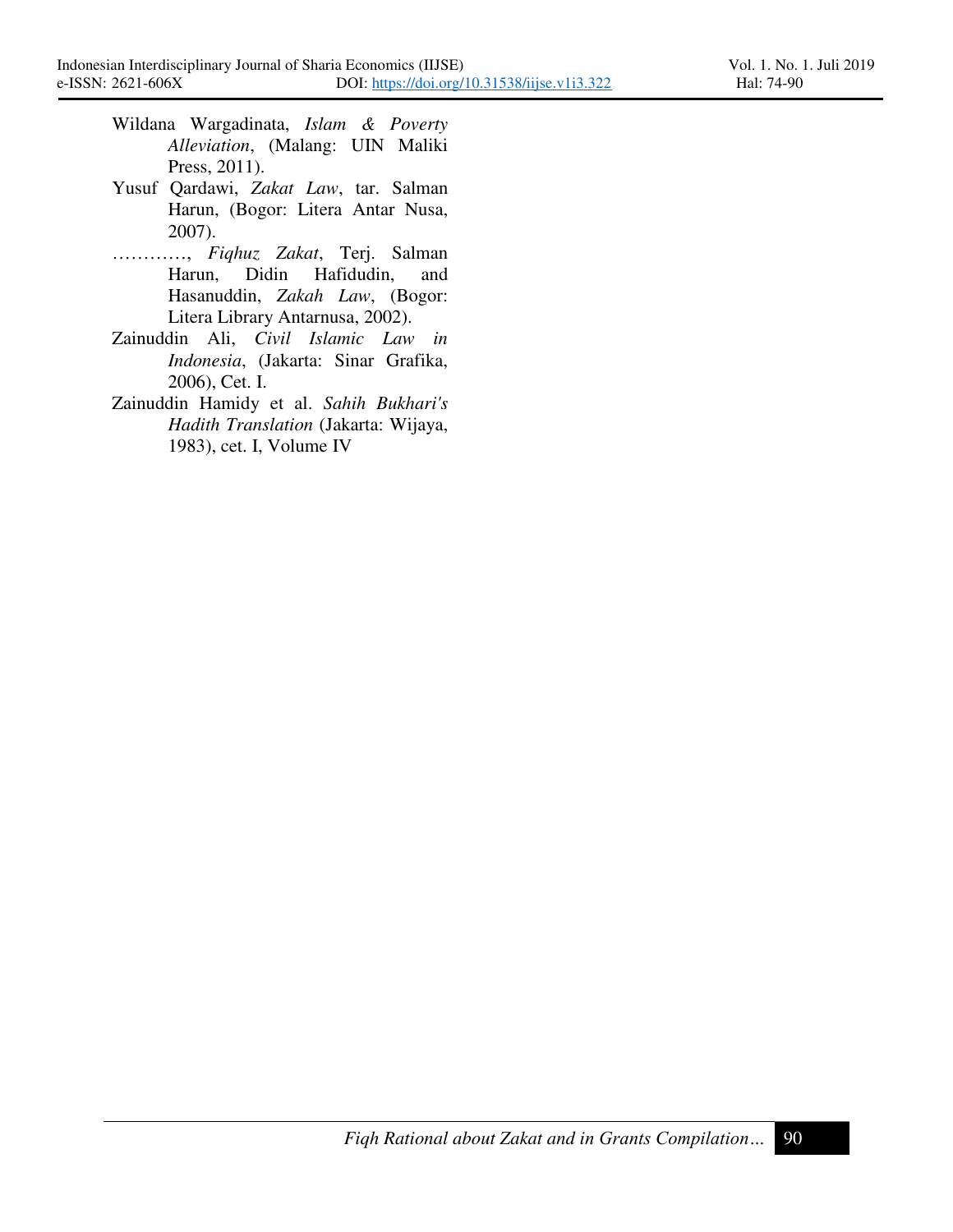Wildana Wargadinata, *Islam & Poverty Alleviation*, (Malang: UIN Maliki Press, 2011).

Yusuf Qardawi, *Zakat Law*, tar. Salman Harun, (Bogor: Litera Antar Nusa, 2007).

…………, *Fiqhuz Zakat*, Terj. Salman Harun, Didin Hafidudin, and Hasanuddin, *Zakah Law*, (Bogor: Litera Library Antarnusa, 2002).

Zainuddin Ali, *Civil Islamic Law in Indonesia*, (Jakarta: Sinar Grafika, 2006), Cet. I.

Zainuddin Hamidy et al. *Sahih Bukhari's Hadith Translation* (Jakarta: Wijaya, 1983), cet. I, Volume IV